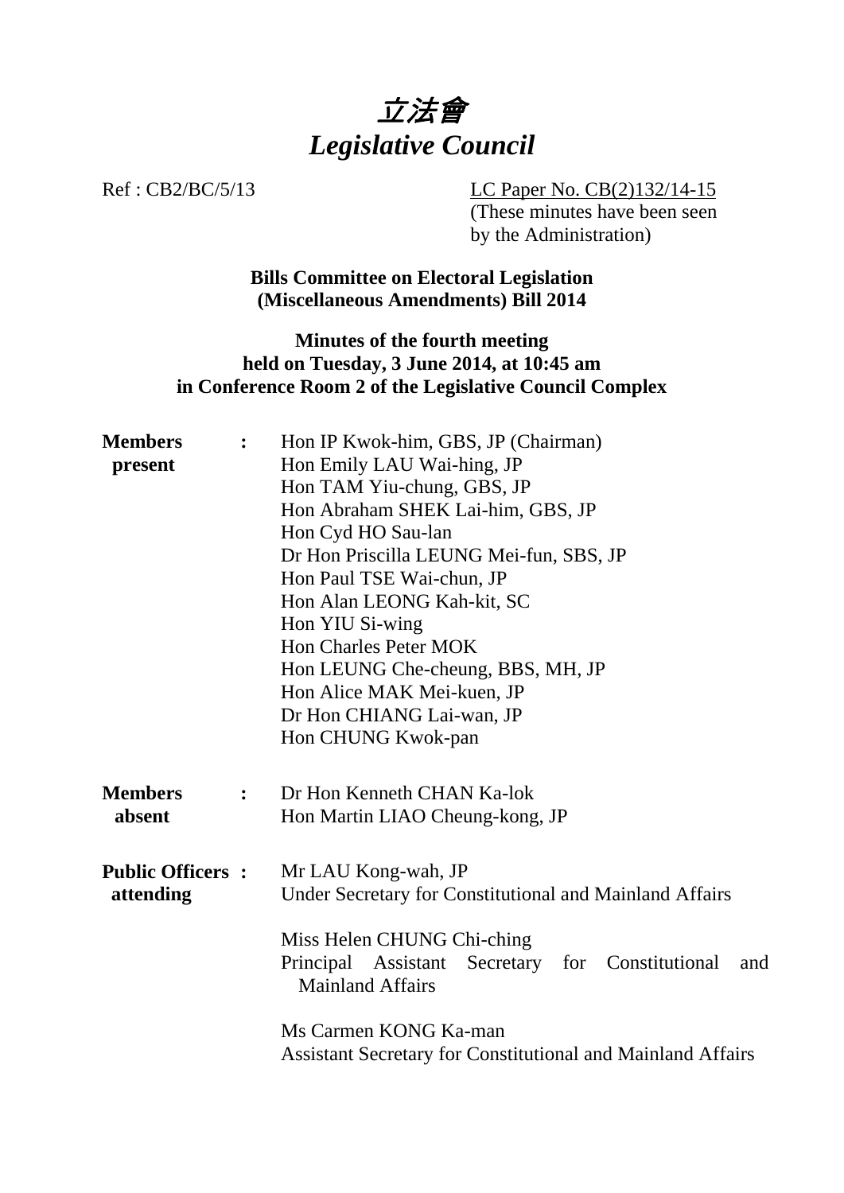# 立法會
# *Legislative Council*

Ref : CB2/BC/5/13

LC Paper No. CB(2)132/14-15
(These minutes have been seen by the Administration)

**Bills Committee on Electoral Legislation (Miscellaneous Amendments) Bill 2014**

**Minutes of the fourth meeting held on Tuesday, 3 June 2014, at 10:45 am in Conference Room 2 of the Legislative Council Complex**

| | | |
|---|---|---|
| **Members present** | **:** | Hon IP Kwok-him, GBS, JP (Chairman)<br>Hon Emily LAU Wai-hing, JP<br>Hon TAM Yiu-chung, GBS, JP<br>Hon Abraham SHEK Lai-him, GBS, JP<br>Hon Cyd HO Sau-lan<br>Dr Hon Priscilla LEUNG Mei-fun, SBS, JP<br>Hon Paul TSE Wai-chun, JP<br>Hon Alan LEONG Kah-kit, SC<br>Hon YIU Si-wing<br>Hon Charles Peter MOK<br>Hon LEUNG Che-cheung, BBS, MH, JP<br>Hon Alice MAK Mei-kuen, JP<br>Dr Hon CHIANG Lai-wan, JP<br>Hon CHUNG Kwok-pan |
| **Members absent** | **:** | Dr Hon Kenneth CHAN Ka-lok<br>Hon Martin LIAO Cheung-kong, JP |
| **Public Officers attending** | **:** | Mr LAU Kong-wah, JP<br>Under Secretary for Constitutional and Mainland Affairs<br><br>Miss Helen CHUNG Chi-ching<br>Principal Assistant Secretary for Constitutional and Mainland Affairs<br><br>Ms Carmen KONG Ka-man<br>Assistant Secretary for Constitutional and Mainland Affairs |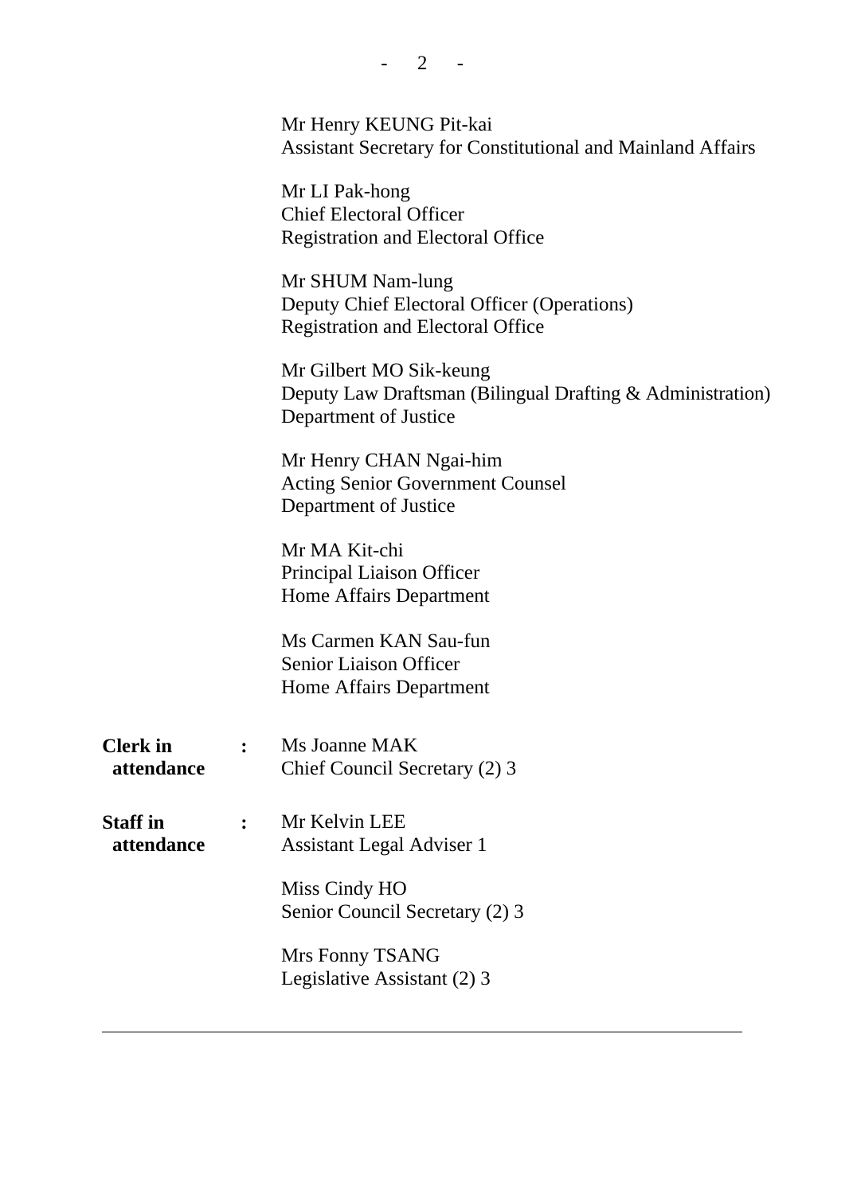Mr Henry KEUNG Pit-kai
Assistant Secretary for Constitutional and Mainland Affairs

Mr LI Pak-hong
Chief Electoral Officer
Registration and Electoral Office

Mr SHUM Nam-lung
Deputy Chief Electoral Officer (Operations)
Registration and Electoral Office

Mr Gilbert MO Sik-keung
Deputy Law Draftsman (Bilingual Drafting & Administration)
Department of Justice

Mr Henry CHAN Ngai-him
Acting Senior Government Counsel
Department of Justice

Mr MA Kit-chi
Principal Liaison Officer
Home Affairs Department

Ms Carmen KAN Sau-fun
Senior Liaison Officer
Home Affairs Department

**Clerk in attendance** : Ms Joanne MAK
Chief Council Secretary (2) 3

**Staff in attendance** : Mr Kelvin LEE
Assistant Legal Adviser 1

Miss Cindy HO
Senior Council Secretary (2) 3

Mrs Fonny TSANG
Legislative Assistant (2) 3

---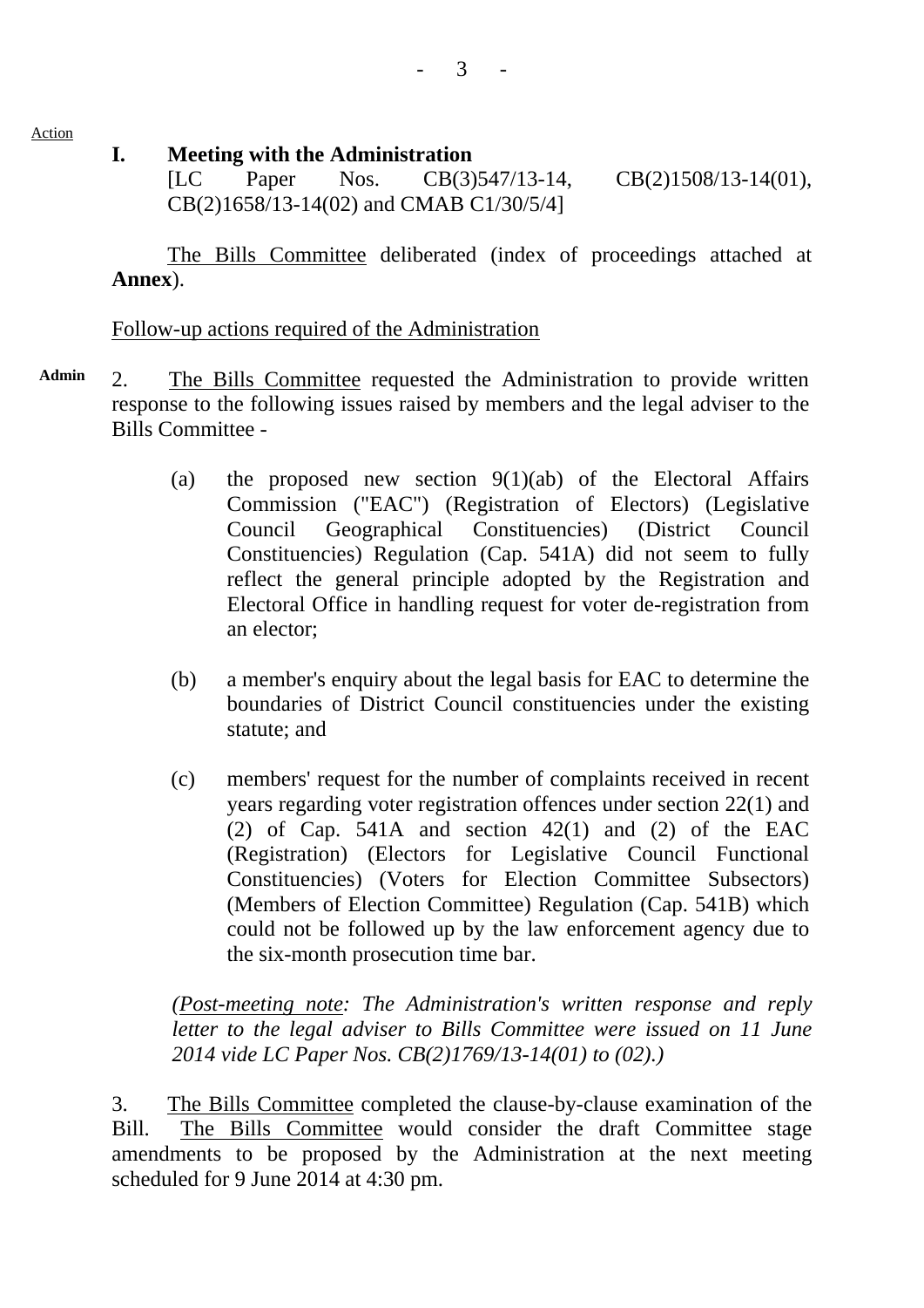Action

## I. Meeting with the Administration

[LC Paper Nos. CB(3)547/13-14, CB(2)1508/13-14(01), CB(2)1658/13-14(02) and CMAB C1/30/5/4]

The Bills Committee deliberated (index of proceedings attached at **Annex**).

Follow-up actions required of the Administration

**Admin** 2. The Bills Committee requested the Administration to provide written response to the following issues raised by members and the legal adviser to the Bills Committee -

(a) the proposed new section 9(1)(ab) of the Electoral Affairs Commission ("EAC") (Registration of Electors) (Legislative Council Geographical Constituencies) (District Council Constituencies) Regulation (Cap. 541A) did not seem to fully reflect the general principle adopted by the Registration and Electoral Office in handling request for voter de-registration from an elector;

(b) a member's enquiry about the legal basis for EAC to determine the boundaries of District Council constituencies under the existing statute; and

(c) members' request for the number of complaints received in recent years regarding voter registration offences under section 22(1) and (2) of Cap. 541A and section 42(1) and (2) of the EAC (Registration) (Electors for Legislative Council Functional Constituencies) (Voters for Election Committee Subsectors) (Members of Election Committee) Regulation (Cap. 541B) which could not be followed up by the law enforcement agency due to the six-month prosecution time bar.

*(Post-meeting note: The Administration's written response and reply letter to the legal adviser to Bills Committee were issued on 11 June 2014 vide LC Paper Nos. CB(2)1769/13-14(01) to (02).)*

3. The Bills Committee completed the clause-by-clause examination of the Bill. The Bills Committee would consider the draft Committee stage amendments to be proposed by the Administration at the next meeting scheduled for 9 June 2014 at 4:30 pm.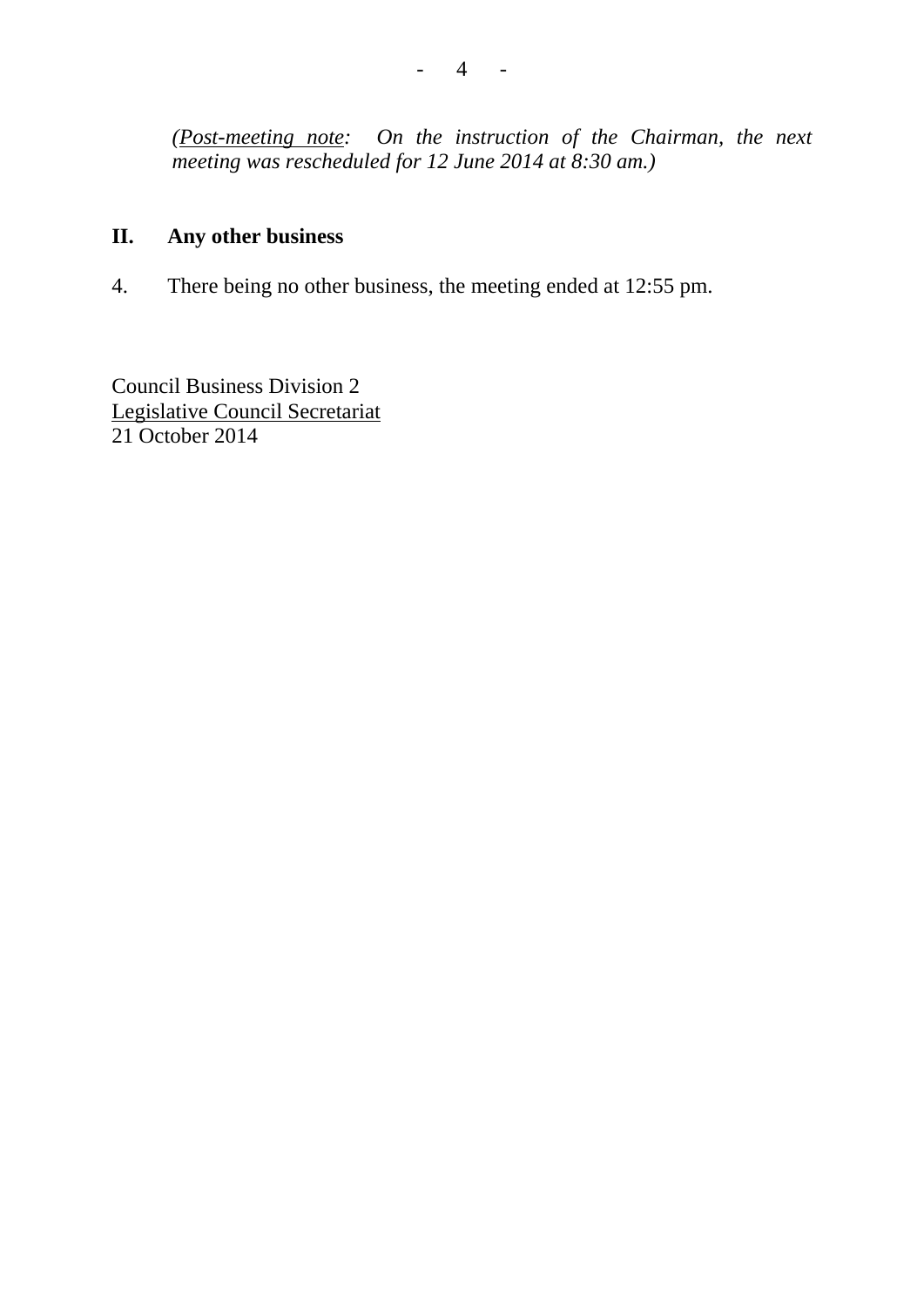*(<u>Post-meeting note</u>: On the instruction of the Chairman, the next meeting was rescheduled for 12 June 2014 at 8:30 am.)*

## II. Any other business

4. There being no other business, the meeting ended at 12:55 pm.

Council Business Division 2
<u>Legislative Council Secretariat</u>
21 October 2014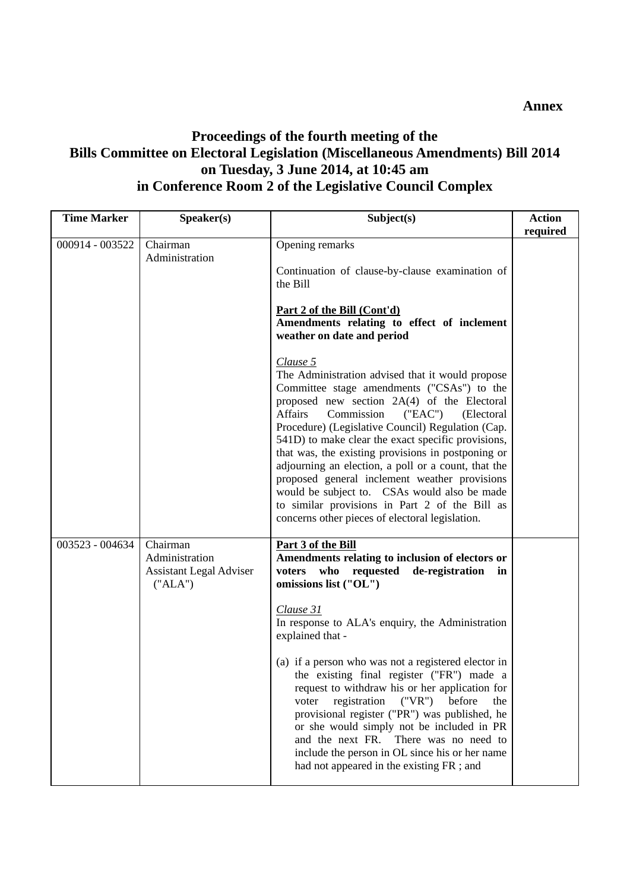**Annex**

# Proceedings of the fourth meeting of the Bills Committee on Electoral Legislation (Miscellaneous Amendments) Bill 2014 on Tuesday, 3 June 2014, at 10:45 am in Conference Room 2 of the Legislative Council Complex

| Time Marker | Speaker(s) | Subject(s) | Action required |
|---|---|---|---|
| 000914 - 003522 | Chairman<br>Administration | Opening remarks<br><br>Continuation of clause-by-clause examination of the Bill<br><br>**<u>Part 2 of the Bill (Cont'd)</u>**<br>**Amendments relating to effect of inclement weather on date and period**<br><br>*<u>Clause 5</u>*<br>The Administration advised that it would propose Committee stage amendments ("CSAs") to the proposed new section 2A(4) of the Electoral Affairs Commission ("EAC") (Electoral Procedure) (Legislative Council) Regulation (Cap. 541D) to make clear the exact specific provisions, that was, the existing provisions in postponing or adjourning an election, a poll or a count, that the proposed general inclement weather provisions would be subject to. CSAs would also be made to similar provisions in Part 2 of the Bill as concerns other pieces of electoral legislation. | |
| 003523 - 004634 | Chairman<br>Administration<br>Assistant Legal Adviser ("ALA") | **<u>Part 3 of the Bill</u>**<br>**Amendments relating to inclusion of electors or voters who requested de-registration in omissions list ("OL")**<br><br>*<u>Clause 31</u>*<br>In response to ALA's enquiry, the Administration explained that -<br><br>(a) if a person who was not a registered elector in the existing final register ("FR") made a request to withdraw his or her application for voter registration ("VR") before the provisional register ("PR") was published, he or she would simply not be included in PR and the next FR. There was no need to include the person in OL since his or her name had not appeared in the existing FR ; and | |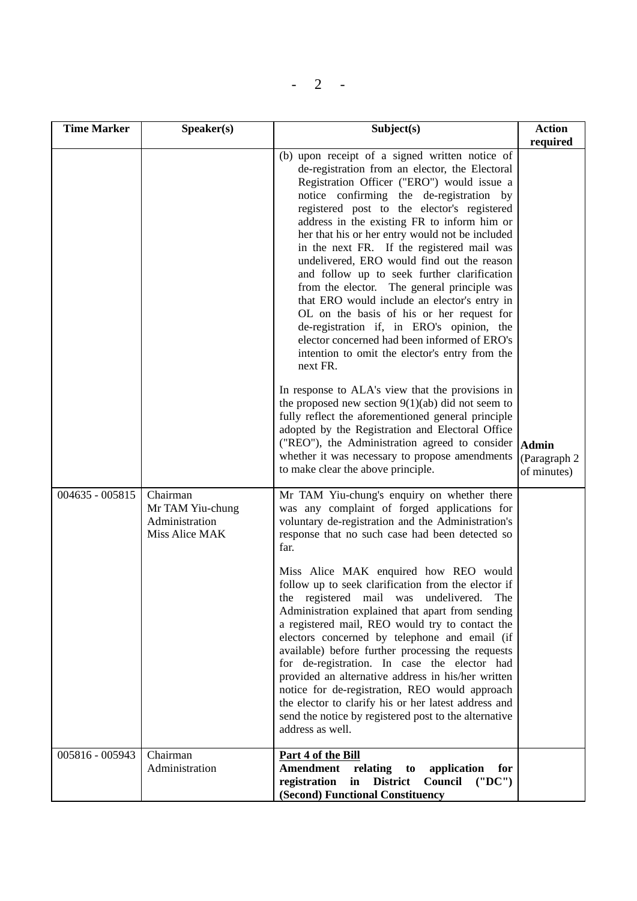| Time Marker | Speaker(s) | Subject(s) | Action required |
|---|---|---|---|
| | | (b) upon receipt of a signed written notice of de-registration from an elector, the Electoral Registration Officer ("ERO") would issue a notice confirming the de-registration by registered post to the elector's registered address in the existing FR to inform him or her that his or her entry would not be included in the next FR. If the registered mail was undelivered, ERO would find out the reason and follow up to seek further clarification from the elector. The general principle was that ERO would include an elector's entry in OL on the basis of his or her request for de-registration if, in ERO's opinion, the elector concerned had been informed of ERO's intention to omit the elector's entry from the next FR.<br><br>In response to ALA's view that the provisions in the proposed new section 9(1)(ab) did not seem to fully reflect the aforementioned general principle adopted by the Registration and Electoral Office ("REO"), the Administration agreed to consider whether it was necessary to propose amendments to make clear the above principle. | **Admin** (Paragraph 2 of minutes) |
| 004635 - 005815 | Chairman<br>Mr TAM Yiu-chung<br>Administration<br>Miss Alice MAK | Mr TAM Yiu-chung's enquiry on whether there was any complaint of forged applications for voluntary de-registration and the Administration's response that no such case had been detected so far.<br><br>Miss Alice MAK enquired how REO would follow up to seek clarification from the elector if the registered mail was undelivered. The Administration explained that apart from sending a registered mail, REO would try to contact the electors concerned by telephone and email (if available) before further processing the requests for de-registration. In case the elector had provided an alternative address in his/her written notice for de-registration, REO would approach the elector to clarify his or her latest address and send the notice by registered post to the alternative address as well. | |
| 005816 - 005943 | Chairman<br>Administration | **<u>Part 4 of the Bill</u>**<br>**Amendment relating to application for registration in District Council ("DC") (Second) Functional Constituency** | |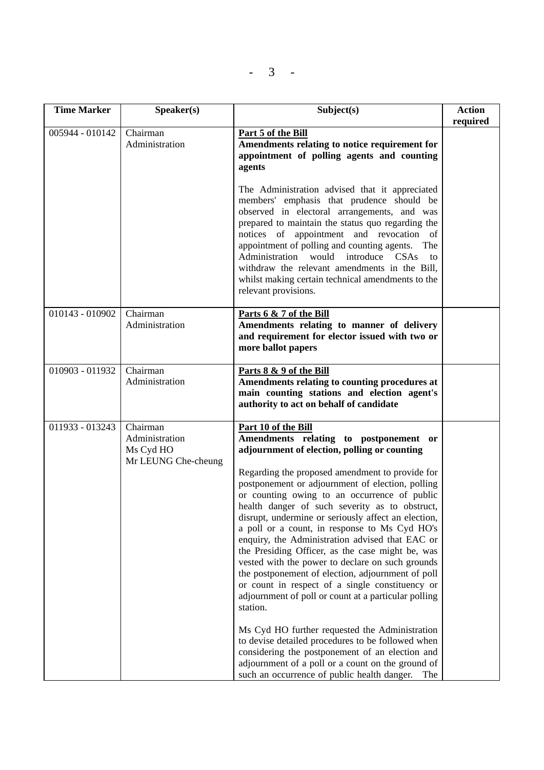| Time Marker | Speaker(s) | Subject(s) | Action required |
|---|---|---|---|
| 005944 - 010142 | Chairman<br>Administration | **<u>Part 5 of the Bill</u>**<br>**Amendments relating to notice requirement for appointment of polling agents and counting agents**<br><br>The Administration advised that it appreciated members' emphasis that prudence should be observed in electoral arrangements, and was prepared to maintain the status quo regarding the notices of appointment and revocation of appointment of polling and counting agents. The Administration would introduce CSAs to withdraw the relevant amendments in the Bill, whilst making certain technical amendments to the relevant provisions. | |
| 010143 - 010902 | Chairman<br>Administration | **<u>Parts 6 & 7 of the Bill</u>**<br>**Amendments relating to manner of delivery and requirement for elector issued with two or more ballot papers** | |
| 010903 - 011932 | Chairman<br>Administration | **<u>Parts 8 & 9 of the Bill</u>**<br>**Amendments relating to counting procedures at main counting stations and election agent's authority to act on behalf of candidate** | |
| 011933 - 013243 | Chairman<br>Administration<br>Ms Cyd HO<br>Mr LEUNG Che-cheung | **<u>Part 10 of the Bill</u>**<br>**Amendments relating to postponement or adjournment of election, polling or counting**<br><br>Regarding the proposed amendment to provide for postponement or adjournment of election, polling or counting owing to an occurrence of public health danger of such severity as to obstruct, disrupt, undermine or seriously affect an election, a poll or a count, in response to Ms Cyd HO's enquiry, the Administration advised that EAC or the Presiding Officer, as the case might be, was vested with the power to declare on such grounds the postponement of election, adjournment of poll or count in respect of a single constituency or adjournment of poll or count at a particular polling station.<br><br>Ms Cyd HO further requested the Administration to devise detailed procedures to be followed when considering the postponement of an election and adjournment of a poll or a count on the ground of such an occurrence of public health danger. The | |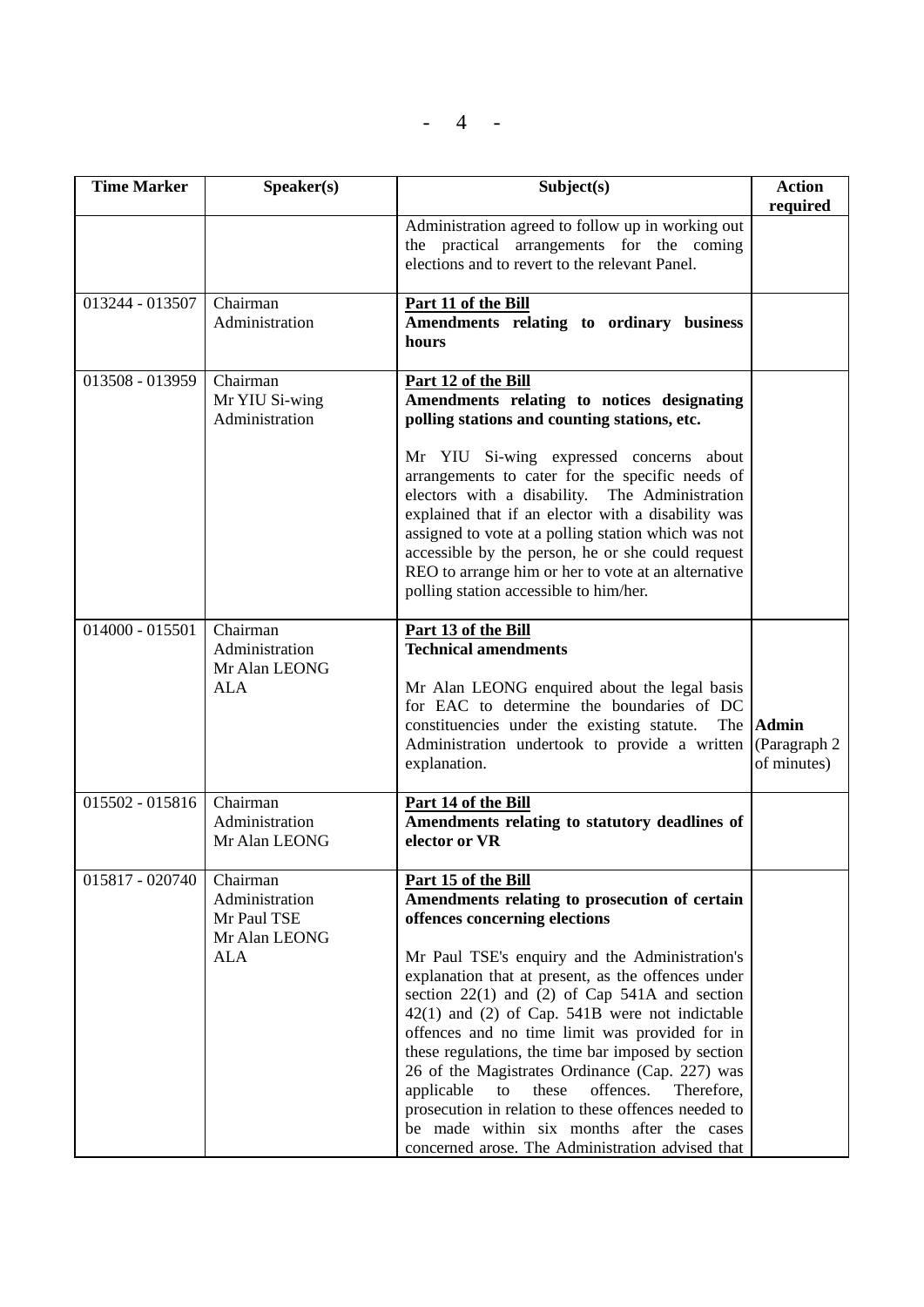| Time Marker | Speaker(s) | Subject(s) | Action required |
|---|---|---|---|
| | | Administration agreed to follow up in working out the practical arrangements for the coming elections and to revert to the relevant Panel. | |
| 013244 - 013507 | Chairman<br>Administration | **Part 11 of the Bill**<br>**Amendments relating to ordinary business hours** | |
| 013508 - 013959 | Chairman<br>Mr YIU Si-wing<br>Administration | **Part 12 of the Bill**<br>**Amendments relating to notices designating polling stations and counting stations, etc.**<br><br>Mr YIU Si-wing expressed concerns about arrangements to cater for the specific needs of electors with a disability. The Administration explained that if an elector with a disability was assigned to vote at a polling station which was not accessible by the person, he or she could request REO to arrange him or her to vote at an alternative polling station accessible to him/her. | |
| 014000 - 015501 | Chairman<br>Administration<br>Mr Alan LEONG<br>ALA | **Part 13 of the Bill**<br>**Technical amendments**<br><br>Mr Alan LEONG enquired about the legal basis for EAC to determine the boundaries of DC constituencies under the existing statute. The Administration undertook to provide a written explanation. | **Admin**<br>(Paragraph 2 of minutes) |
| 015502 - 015816 | Chairman<br>Administration<br>Mr Alan LEONG | **Part 14 of the Bill**<br>**Amendments relating to statutory deadlines of elector or VR** | |
| 015817 - 020740 | Chairman<br>Administration<br>Mr Paul TSE<br>Mr Alan LEONG<br>ALA | **Part 15 of the Bill**<br>**Amendments relating to prosecution of certain offences concerning elections**<br><br>Mr Paul TSE's enquiry and the Administration's explanation that at present, as the offences under section 22(1) and (2) of Cap 541A and section 42(1) and (2) of Cap. 541B were not indictable offences and no time limit was provided for in these regulations, the time bar imposed by section 26 of the Magistrates Ordinance (Cap. 227) was applicable to these offences. Therefore, prosecution in relation to these offences needed to be made within six months after the cases concerned arose. The Administration advised that | |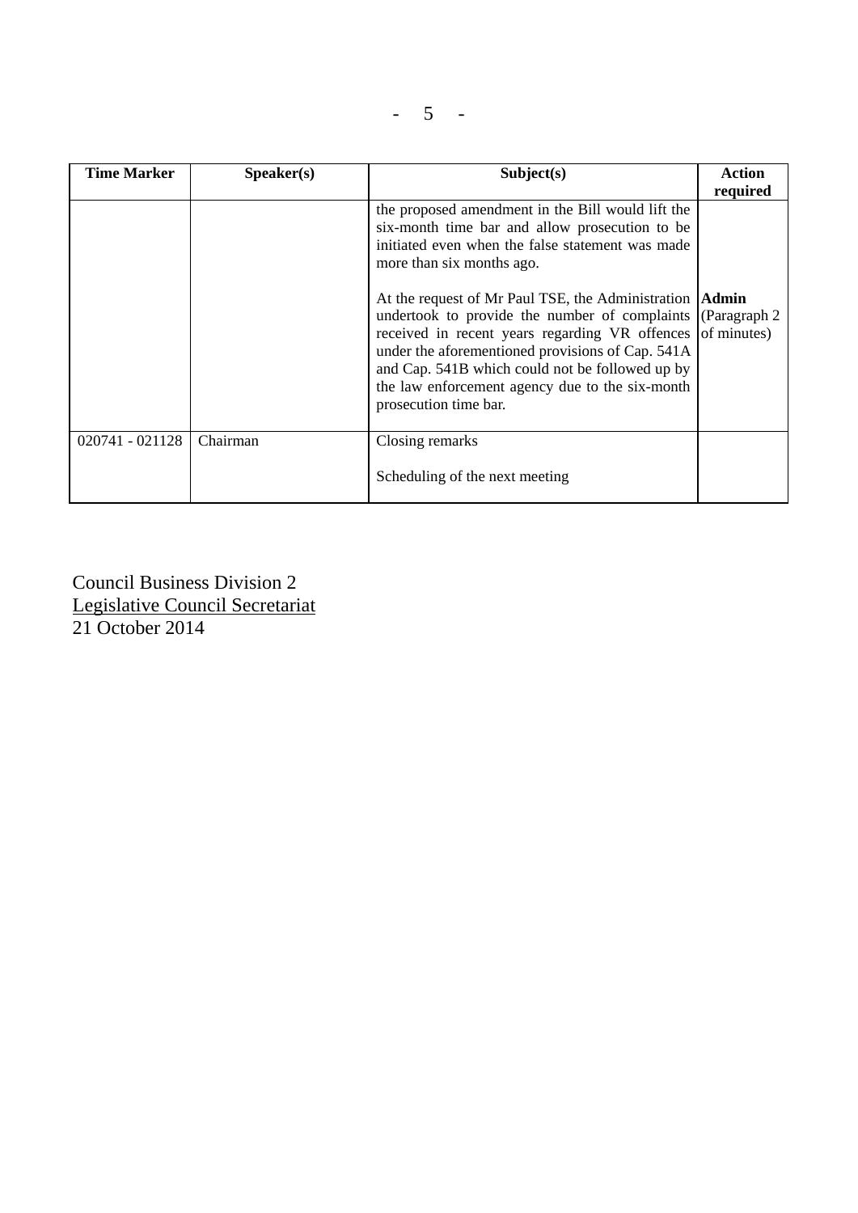| Time Marker | Speaker(s) | Subject(s) | Action required |
|---|---|---|---|
| | | the proposed amendment in the Bill would lift the six-month time bar and allow prosecution to be initiated even when the false statement was made more than six months ago.<br><br>At the request of Mr Paul TSE, the Administration undertook to provide the number of complaints received in recent years regarding VR offences under the aforementioned provisions of Cap. 541A and Cap. 541B which could not be followed up by the law enforcement agency due to the six-month prosecution time bar. | **Admin** (Paragraph 2 of minutes) |
| 020741 - 021128 | Chairman | Closing remarks<br><br>Scheduling of the next meeting | |

Council Business Division 2
Legislative Council Secretariat
21 October 2014